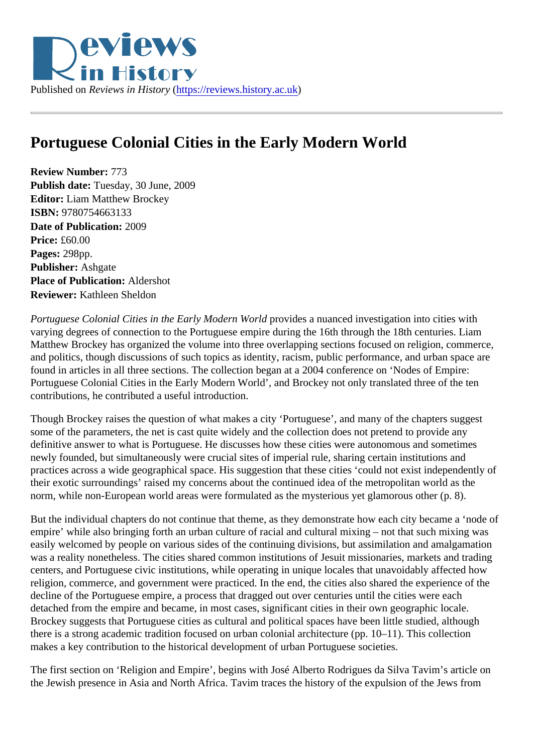Published on *Reviews in History* (https://reviews.history.ac.uk)

# Portuguese Colonial Cities in the Early Modern World

**Review Number:** 773
**Publish date:** Tuesday, 30 June, 2009
**Editor:** Liam Matthew Brockey
**ISBN:** 9780754663133
**Date of Publication:** 2009
**Price:** £60.00
**Pages:** 298pp.
**Publisher:** Ashgate
**Place of Publication:** Aldershot
**Reviewer:** Kathleen Sheldon

*Portuguese Colonial Cities in the Early Modern World* provides a nuanced investigation into cities with varying degrees of connection to the Portuguese empire during the 16th through the 18th centuries. Liam Matthew Brockey has organized the volume into three overlapping sections focused on religion, commerce, and politics, though discussions of such topics as identity, racism, public performance, and urban space are found in articles in all three sections. The collection began at a 2004 conference on 'Nodes of Empire: Portuguese Colonial Cities in the Early Modern World', and Brockey not only translated three of the ten contributions, he contributed a useful introduction.

Though Brockey raises the question of what makes a city 'Portuguese', and many of the chapters suggest some of the parameters, the net is cast quite widely and the collection does not pretend to provide any definitive answer to what is Portuguese. He discusses how these cities were autonomous and sometimes newly founded, but simultaneously were crucial sites of imperial rule, sharing certain institutions and practices across a wide geographical space. His suggestion that these cities 'could not exist independently of their exotic surroundings' raised my concerns about the continued idea of the metropolitan world as the norm, while non-European world areas were formulated as the mysterious yet glamorous other (p. 8).

But the individual chapters do not continue that theme, as they demonstrate how each city became a 'node of empire' while also bringing forth an urban culture of racial and cultural mixing – not that such mixing was easily welcomed by people on various sides of the continuing divisions, but assimilation and amalgamation was a reality nonetheless. The cities shared common institutions of Jesuit missionaries, markets and trading centers, and Portuguese civic institutions, while operating in unique locales that unavoidably affected how religion, commerce, and government were practiced. In the end, the cities also shared the experience of the decline of the Portuguese empire, a process that dragged out over centuries until the cities were each detached from the empire and became, in most cases, significant cities in their own geographic locale. Brockey suggests that Portuguese cities as cultural and political spaces have been little studied, although there is a strong academic tradition focused on urban colonial architecture (pp. 10–11). This collection makes a key contribution to the historical development of urban Portuguese societies.

The first section on 'Religion and Empire', begins with José Alberto Rodrigues da Silva Tavim's article on the Jewish presence in Asia and North Africa. Tavim traces the history of the expulsion of the Jews from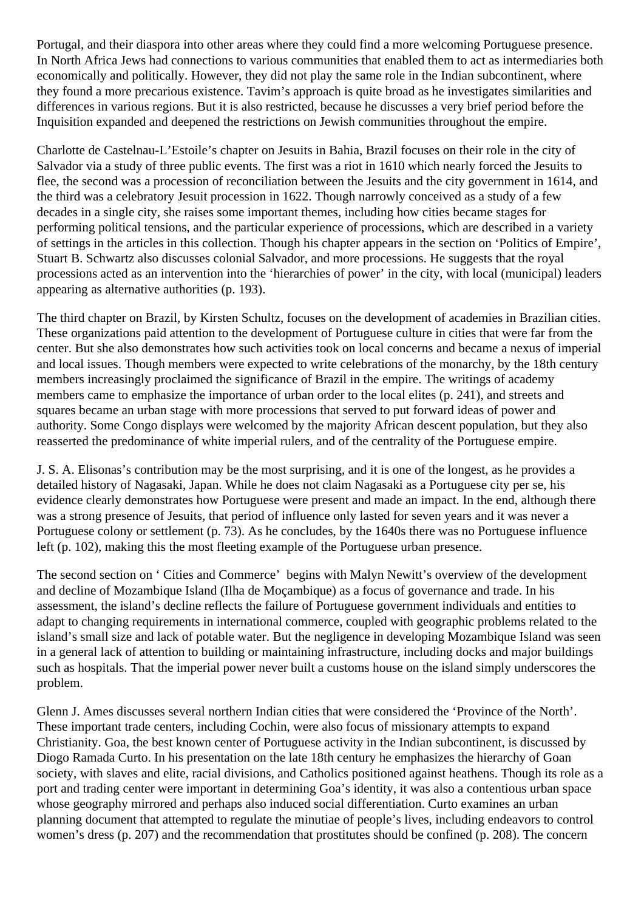Portugal, and their diaspora into other areas where they could find a more welcoming Portuguese presence. In North Africa Jews had connections to various communities that enabled them to act as intermediaries both economically and politically. However, they did not play the same role in the Indian subcontinent, where they found a more precarious existence. Tavim's approach is quite broad as he investigates similarities and differences in various regions. But it is also restricted, because he discusses a very brief period before the Inquisition expanded and deepened the restrictions on Jewish communities throughout the empire.

Charlotte de Castelnau-L'Estoile's chapter on Jesuits in Bahia, Brazil focuses on their role in the city of Salvador via a study of three public events. The first was a riot in 1610 which nearly forced the Jesuits to flee, the second was a procession of reconciliation between the Jesuits and the city government in 1614, and the third was a celebratory Jesuit procession in 1622. Though narrowly conceived as a study of a few decades in a single city, she raises some important themes, including how cities became stages for performing political tensions, and the particular experience of processions, which are described in a variety of settings in the articles in this collection. Though his chapter appears in the section on 'Politics of Empire', Stuart B. Schwartz also discusses colonial Salvador, and more processions. He suggests that the royal processions acted as an intervention into the 'hierarchies of power' in the city, with local (municipal) leaders appearing as alternative authorities (p. 193).

The third chapter on Brazil, by Kirsten Schultz, focuses on the development of academies in Brazilian cities. These organizations paid attention to the development of Portuguese culture in cities that were far from the center. But she also demonstrates how such activities took on local concerns and became a nexus of imperial and local issues. Though members were expected to write celebrations of the monarchy, by the 18th century members increasingly proclaimed the significance of Brazil in the empire. The writings of academy members came to emphasize the importance of urban order to the local elites (p. 241), and streets and squares became an urban stage with more processions that served to put forward ideas of power and authority. Some Congo displays were welcomed by the majority African descent population, but they also reasserted the predominance of white imperial rulers, and of the centrality of the Portuguese empire.

J. S. A. Elisonas's contribution may be the most surprising, and it is one of the longest, as he provides a detailed history of Nagasaki, Japan. While he does not claim Nagasaki as a Portuguese city per se, his evidence clearly demonstrates how Portuguese were present and made an impact. In the end, although there was a strong presence of Jesuits, that period of influence only lasted for seven years and it was never a Portuguese colony or settlement (p. 73). As he concludes, by the 1640s there was no Portuguese influence left (p. 102), making this the most fleeting example of the Portuguese urban presence.

The second section on ' Cities and Commerce' begins with Malyn Newitt's overview of the development and decline of Mozambique Island (Ilha de Moçambique) as a focus of governance and trade. In his assessment, the island's decline reflects the failure of Portuguese government individuals and entities to adapt to changing requirements in international commerce, coupled with geographic problems related to the island's small size and lack of potable water. But the negligence in developing Mozambique Island was seen in a general lack of attention to building or maintaining infrastructure, including docks and major buildings such as hospitals. That the imperial power never built a customs house on the island simply underscores the problem.

Glenn J. Ames discusses several northern Indian cities that were considered the 'Province of the North'. These important trade centers, including Cochin, were also focus of missionary attempts to expand Christianity. Goa, the best known center of Portuguese activity in the Indian subcontinent, is discussed by Diogo Ramada Curto. In his presentation on the late 18th century he emphasizes the hierarchy of Goan society, with slaves and elite, racial divisions, and Catholics positioned against heathens. Though its role as a port and trading center were important in determining Goa's identity, it was also a contentious urban space whose geography mirrored and perhaps also induced social differentiation. Curto examines an urban planning document that attempted to regulate the minutiae of people's lives, including endeavors to control women's dress (p. 207) and the recommendation that prostitutes should be confined (p. 208). The concern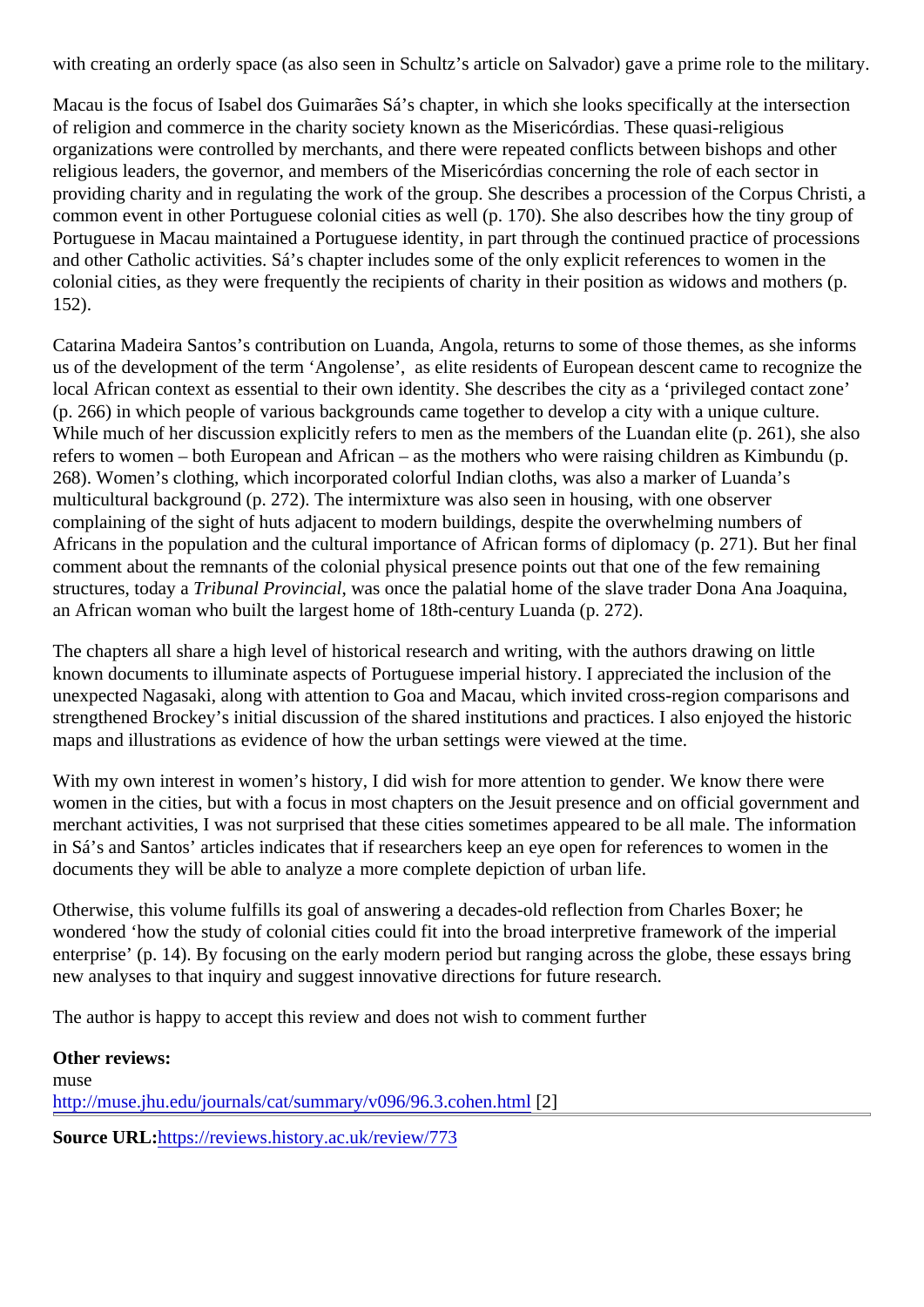with creating an orderly space (as also seen in Schultz's article on Salvador) gave a prime role to the military.

Macau is the focus of Isabel dos Guimarães Sá's chapter, in which she looks specifically at the intersection of religion and commerce in the charity society known as the Misericórdias. These quasi-religious organizations were controlled by merchants, and there were repeated conflicts between bishops and other religious leaders, the governor, and members of the Misericórdias concerning the role of each sector in providing charity and in regulating the work of the group. She describes a procession of the Corpus Christi, a common event in other Portuguese colonial cities as well (p. 170). She also describes how the tiny group of Portuguese in Macau maintained a Portuguese identity, in part through the continued practice of processions and other Catholic activities. Sá's chapter includes some of the only explicit references to women in the colonial cities, as they were frequently the recipients of charity in their position as widows and mothers (p. 152).

Catarina Madeira Santos's contribution on Luanda, Angola, returns to some of those themes, as she informs us of the development of the term 'Angolense', as elite residents of European descent came to recognize the local African context as essential to their own identity. She describes the city as a 'privileged contact zone' (p. 266) in which people of various backgrounds came together to develop a city with a unique culture. While much of her discussion explicitly refers to men as the members of the Luandan elite (p. 261), she also refers to women – both European and African – as the mothers who were raising children as Kimbundu (p. 268). Women's clothing, which incorporated colorful Indian cloths, was also a marker of Luanda's multicultural background (p. 272). The intermixture was also seen in housing, with one observer complaining of the sight of huts adjacent to modern buildings, despite the overwhelming numbers of Africans in the population and the cultural importance of African forms of diplomacy (p. 271). But her final comment about the remnants of the colonial physical presence points out that one of the few remaining structures, today a *Tribunal Provincial*, was once the palatial home of the slave trader Dona Ana Joaquina, an African woman who built the largest home of 18th-century Luanda (p. 272).

The chapters all share a high level of historical research and writing, with the authors drawing on little known documents to illuminate aspects of Portuguese imperial history. I appreciated the inclusion of the unexpected Nagasaki, along with attention to Goa and Macau, which invited cross-region comparisons and strengthened Brockey's initial discussion of the shared institutions and practices. I also enjoyed the historic maps and illustrations as evidence of how the urban settings were viewed at the time.

With my own interest in women's history, I did wish for more attention to gender. We know there were women in the cities, but with a focus in most chapters on the Jesuit presence and on official government and merchant activities, I was not surprised that these cities sometimes appeared to be all male. The information in Sá's and Santos' articles indicates that if researchers keep an eye open for references to women in the documents they will be able to analyze a more complete depiction of urban life.

Otherwise, this volume fulfills its goal of answering a decades-old reflection from Charles Boxer; he wondered 'how the study of colonial cities could fit into the broad interpretive framework of the imperial enterprise' (p. 14). By focusing on the early modern period but ranging across the globe, these essays bring new analyses to that inquiry and suggest innovative directions for future research.

The author is happy to accept this review and does not wish to comment further

**Other reviews:**
muse
http://muse.jhu.edu/journals/cat/summary/v096/96.3.cohen.html [2]

**Source URL:** https://reviews.history.ac.uk/review/773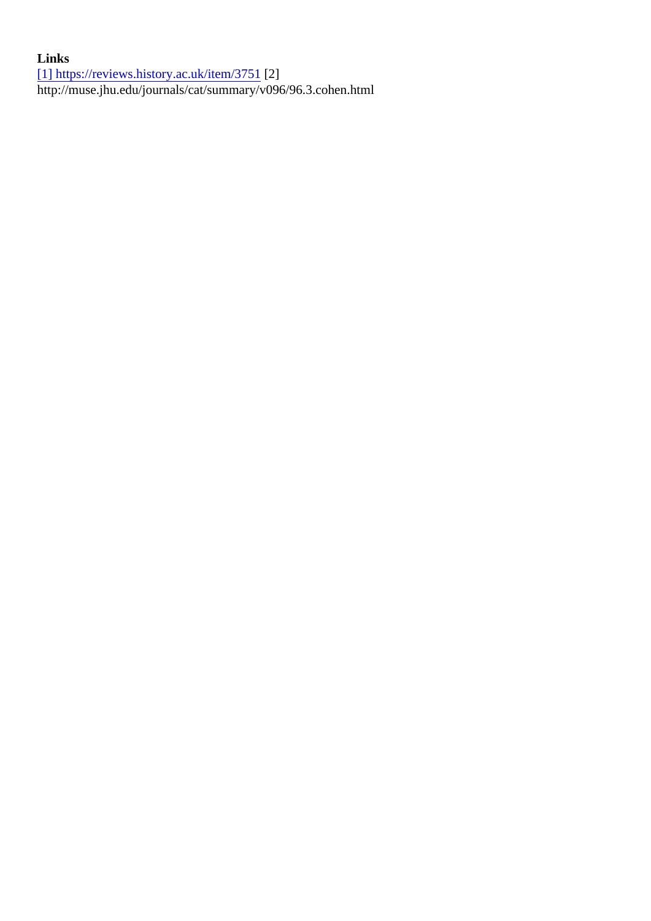**Links**
[1] https://reviews.history.ac.uk/item/3751 [2] http://muse.jhu.edu/journals/cat/summary/v096/96.3.cohen.html